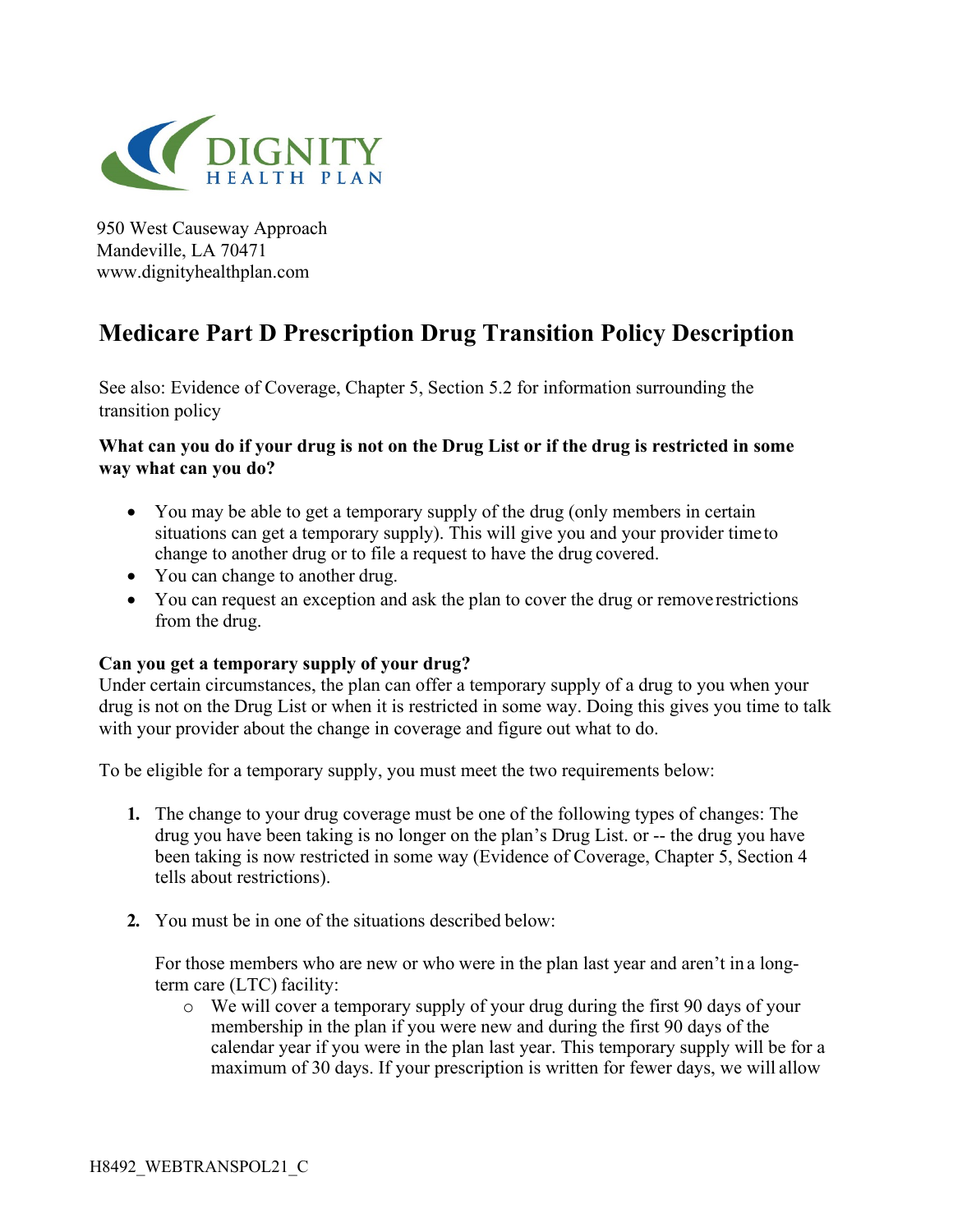DIGNITY
HEALTH PLAN

950 West Causeway Approach
Mandeville, LA 70471
www.dignityhealthplan.com

# Medicare Part D Prescription Drug Transition Policy Description

See also: Evidence of Coverage, Chapter 5, Section 5.2 for information surrounding the transition policy

**What can you do if your drug is not on the Drug List or if the drug is restricted in some way what can you do?**

- You may be able to get a temporary supply of the drug (only members in certain situations can get a temporary supply). This will give you and your provider time to change to another drug or to file a request to have the drug covered.
- You can change to another drug.
- You can request an exception and ask the plan to cover the drug or remove restrictions from the drug.

**Can you get a temporary supply of your drug?**
Under certain circumstances, the plan can offer a temporary supply of a drug to you when your drug is not on the Drug List or when it is restricted in some way. Doing this gives you time to talk with your provider about the change in coverage and figure out what to do.

To be eligible for a temporary supply, you must meet the two requirements below:

1. The change to your drug coverage must be one of the following types of changes: The drug you have been taking is no longer on the plan's Drug List. or -- the drug you have been taking is now restricted in some way (Evidence of Coverage, Chapter 5, Section 4 tells about restrictions).

2. You must be in one of the situations described below:

   For those members who are new or who were in the plan last year and aren't in a long-term care (LTC) facility:
   - We will cover a temporary supply of your drug during the first 90 days of your membership in the plan if you were new and during the first 90 days of the calendar year if you were in the plan last year. This temporary supply will be for a maximum of 30 days. If your prescription is written for fewer days, we will allow

H8492_WEBTRANSPOL21_C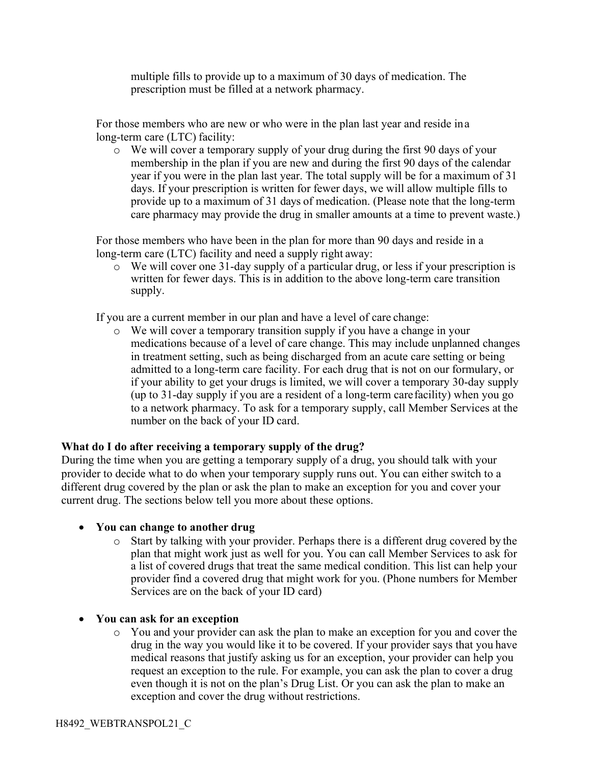multiple fills to provide up to a maximum of 30 days of medication. The prescription must be filled at a network pharmacy.

For those members who are new or who were in the plan last year and reside in a long-term care (LTC) facility:

- We will cover a temporary supply of your drug during the first 90 days of your membership in the plan if you are new and during the first 90 days of the calendar year if you were in the plan last year. The total supply will be for a maximum of 31 days. If your prescription is written for fewer days, we will allow multiple fills to provide up to a maximum of 31 days of medication. (Please note that the long-term care pharmacy may provide the drug in smaller amounts at a time to prevent waste.)

For those members who have been in the plan for more than 90 days and reside in a long-term care (LTC) facility and need a supply right away:

- We will cover one 31-day supply of a particular drug, or less if your prescription is written for fewer days. This is in addition to the above long-term care transition supply.

If you are a current member in our plan and have a level of care change:

- We will cover a temporary transition supply if you have a change in your medications because of a level of care change. This may include unplanned changes in treatment setting, such as being discharged from an acute care setting or being admitted to a long-term care facility. For each drug that is not on our formulary, or if your ability to get your drugs is limited, we will cover a temporary 30-day supply (up to 31-day supply if you are a resident of a long-term care facility) when you go to a network pharmacy. To ask for a temporary supply, call Member Services at the number on the back of your ID card.

**What do I do after receiving a temporary supply of the drug?**

During the time when you are getting a temporary supply of a drug, you should talk with your provider to decide what to do when your temporary supply runs out. You can either switch to a different drug covered by the plan or ask the plan to make an exception for you and cover your current drug. The sections below tell you more about these options.

- **You can change to another drug**
  - Start by talking with your provider. Perhaps there is a different drug covered by the plan that might work just as well for you. You can call Member Services to ask for a list of covered drugs that treat the same medical condition. This list can help your provider find a covered drug that might work for you. (Phone numbers for Member Services are on the back of your ID card)

- **You can ask for an exception**
  - You and your provider can ask the plan to make an exception for you and cover the drug in the way you would like it to be covered. If your provider says that you have medical reasons that justify asking us for an exception, your provider can help you request an exception to the rule. For example, you can ask the plan to cover a drug even though it is not on the plan's Drug List. Or you can ask the plan to make an exception and cover the drug without restrictions.

H8492_WEBTRANSPOL21_C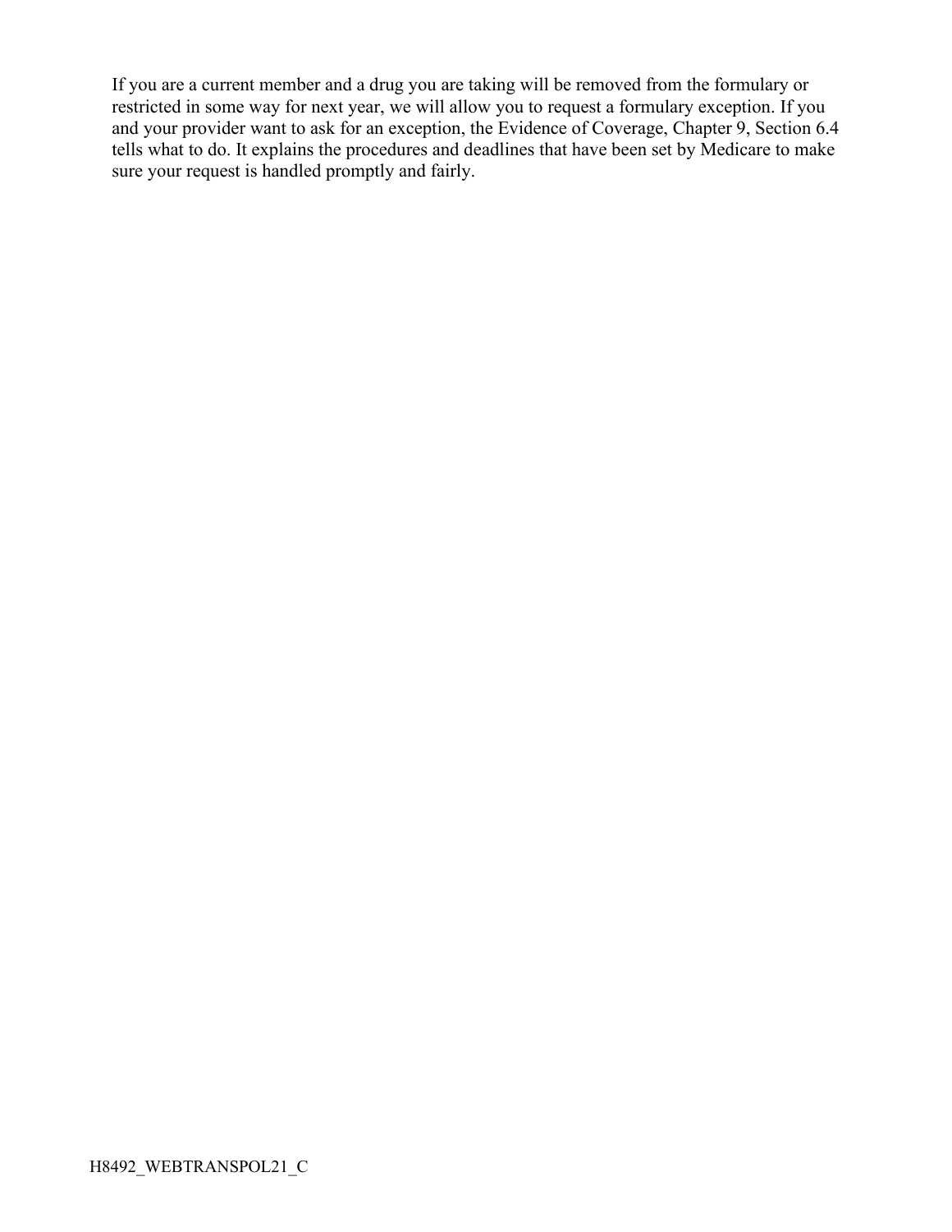If you are a current member and a drug you are taking will be removed from the formulary or restricted in some way for next year, we will allow you to request a formulary exception. If you and your provider want to ask for an exception, the Evidence of Coverage, Chapter 9, Section 6.4 tells what to do. It explains the procedures and deadlines that have been set by Medicare to make sure your request is handled promptly and fairly.

H8492_WEBTRANSPOL21_C